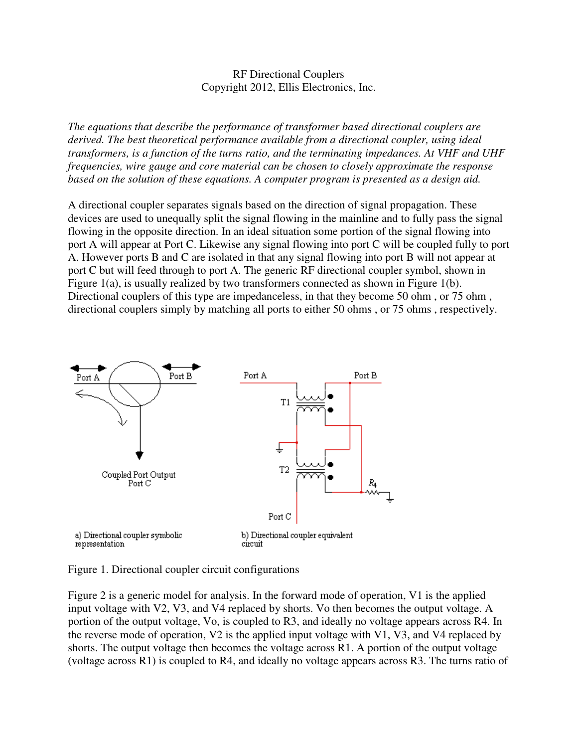RF Directional Couplers
Copyright 2012, Ellis Electronics, Inc.

*The equations that describe the performance of transformer based directional couplers are derived. The best theoretical performance available from a directional coupler, using ideal transformers, is a function of the turns ratio, and the terminating impedances. At VHF and UHF frequencies, wire gauge and core material can be chosen to closely approximate the response based on the solution of these equations. A computer program is presented as a design aid.*

A directional coupler separates signals based on the direction of signal propagation. These devices are used to unequally split the signal flowing in the mainline and to fully pass the signal flowing in the opposite direction. In an ideal situation some portion of the signal flowing into port A will appear at Port C. Likewise any signal flowing into port C will be coupled fully to port A. However ports B and C are isolated in that any signal flowing into port B will not appear at port C but will feed through to port A. The generic RF directional coupler symbol, shown in Figure 1(a), is usually realized by two transformers connected as shown in Figure 1(b). Directional couplers of this type are impedanceless, in that they become 50 ohm , or 75 ohm , directional couplers simply by matching all ports to either 50 ohms , or 75 ohms , respectively.

a) Directional coupler symbolic representation

b) Directional coupler equivalent circuit

Figure 1. Directional coupler circuit configurations

Figure 2 is a generic model for analysis. In the forward mode of operation, V1 is the applied input voltage with V2, V3, and V4 replaced by shorts. Vo then becomes the output voltage. A portion of the output voltage, Vo, is coupled to R3, and ideally no voltage appears across R4. In the reverse mode of operation, V2 is the applied input voltage with V1, V3, and V4 replaced by shorts. The output voltage then becomes the voltage across R1. A portion of the output voltage (voltage across R1) is coupled to R4, and ideally no voltage appears across R3. The turns ratio of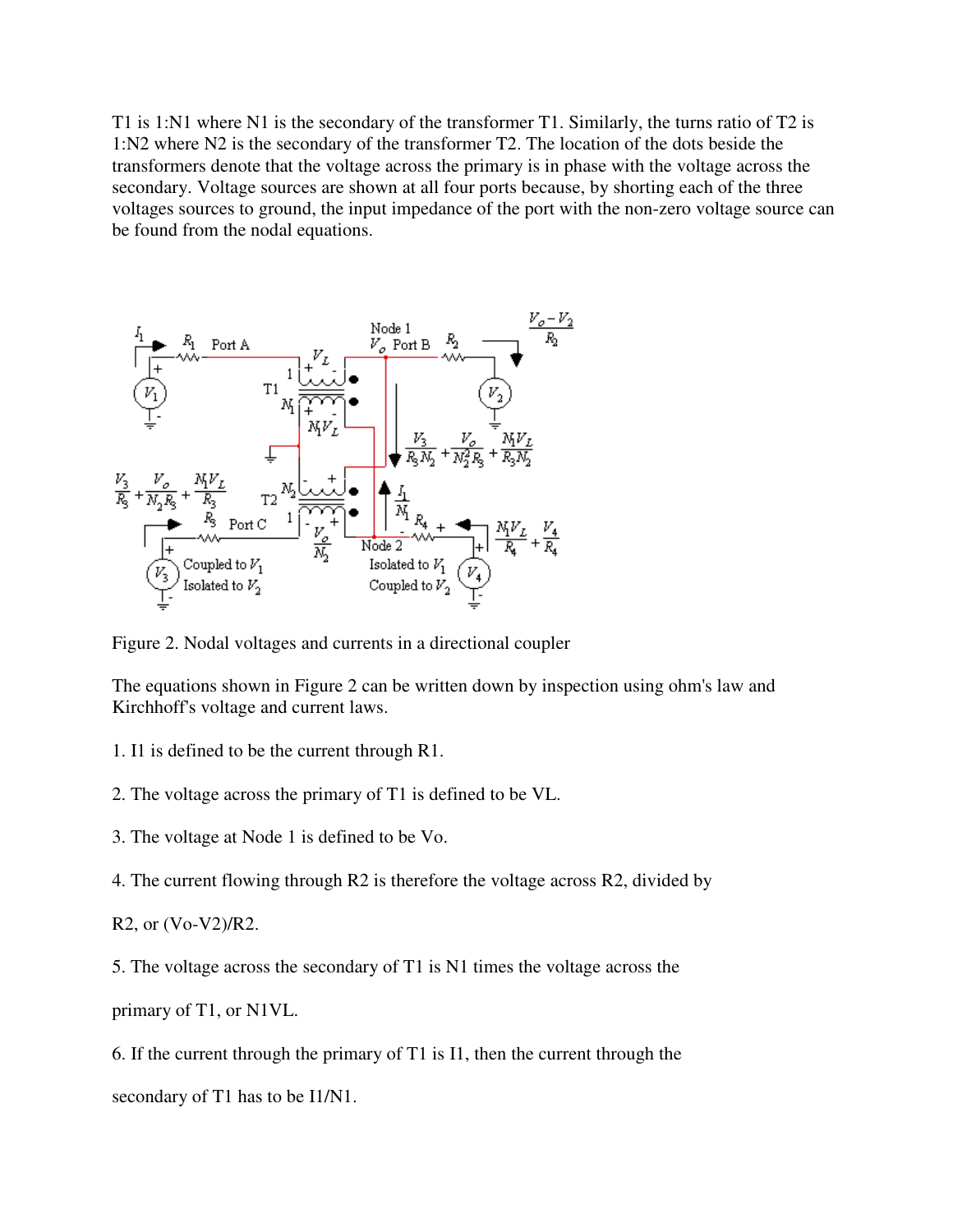T1 is 1:N1 where N1 is the secondary of the transformer T1. Similarly, the turns ratio of T2 is 1:N2 where N2 is the secondary of the transformer T2. The location of the dots beside the transformers denote that the voltage across the primary is in phase with the voltage across the secondary. Voltage sources are shown at all four ports because, by shorting each of the three voltages sources to ground, the input impedance of the port with the non-zero voltage source can be found from the nodal equations.

Figure 2. Nodal voltages and currents in a directional coupler

The equations shown in Figure 2 can be written down by inspection using ohm's law and Kirchhoff's voltage and current laws.

1. I1 is defined to be the current through R1.

2. The voltage across the primary of T1 is defined to be VL.

3. The voltage at Node 1 is defined to be Vo.

4. The current flowing through R2 is therefore the voltage across R2, divided by

R2, or (Vo-V2)/R2.

5. The voltage across the secondary of T1 is N1 times the voltage across the

primary of T1, or N1VL.

6. If the current through the primary of T1 is I1, then the current through the

secondary of T1 has to be I1/N1.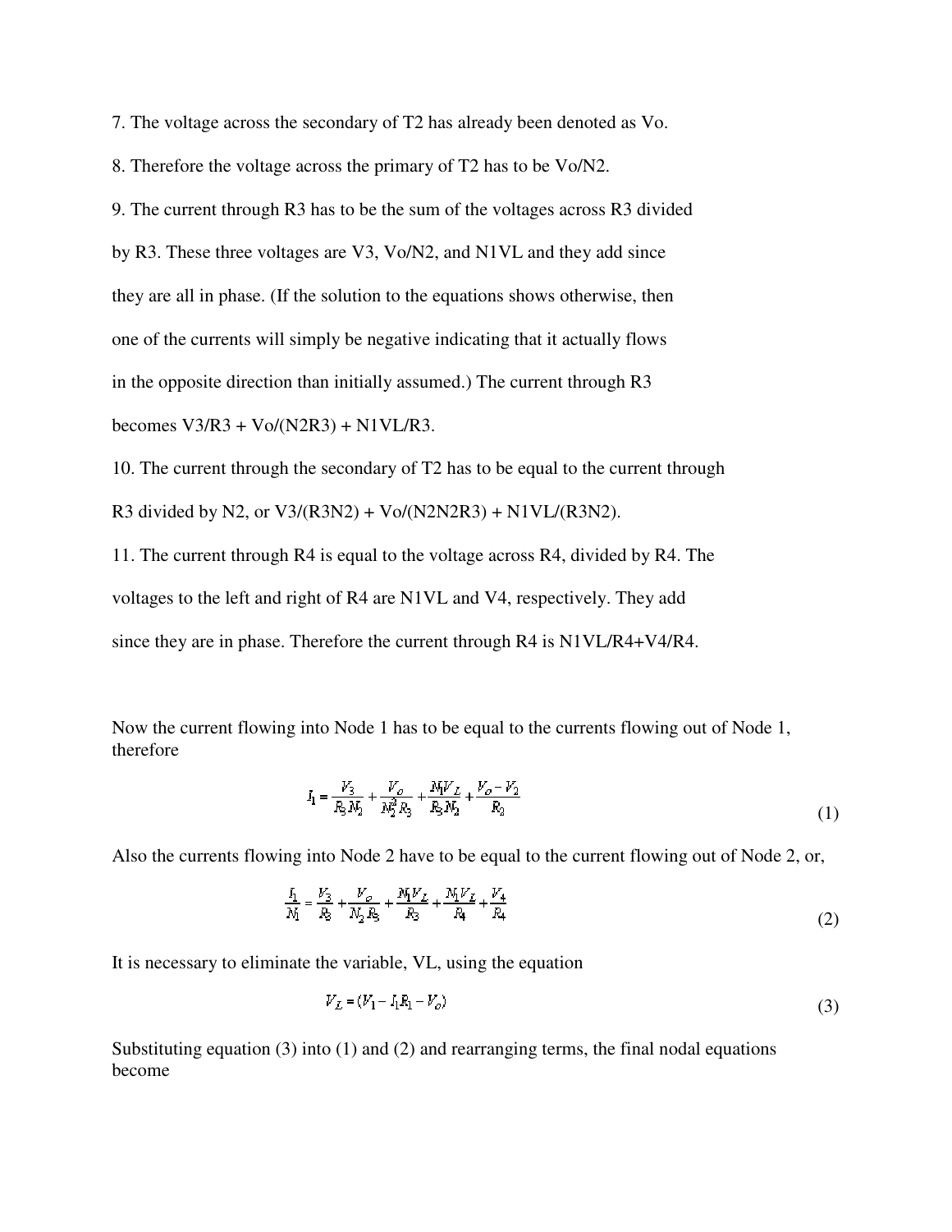7. The voltage across the secondary of T2 has already been denoted as Vo.

8. Therefore the voltage across the primary of T2 has to be Vo/N2.

9. The current through R3 has to be the sum of the voltages across R3 divided by R3. These three voltages are V3, Vo/N2, and N1VL and they add since they are all in phase. (If the solution to the equations shows otherwise, then one of the currents will simply be negative indicating that it actually flows in the opposite direction than initially assumed.) The current through R3 becomes V3/R3 + Vo/(N2R3) + N1VL/R3.

10. The current through the secondary of T2 has to be equal to the current through R3 divided by N2, or V3/(R3N2) + Vo/(N2N2R3) + N1VL/(R3N2).

11. The current through R4 is equal to the voltage across R4, divided by R4. The voltages to the left and right of R4 are N1VL and V4, respectively. They add since they are in phase. Therefore the current through R4 is N1VL/R4+V4/R4.

Now the current flowing into Node 1 has to be equal to the currents flowing out of Node 1, therefore

$$I_1 = \frac{V_3}{R_3 N_2} + \frac{V_o}{N_2^2 R_3} + \frac{N_1 V_L}{R_3 N_2} + \frac{V_o - V_2}{R_2} \tag{1}$$

Also the currents flowing into Node 2 have to be equal to the current flowing out of Node 2, or,

$$\frac{I_1}{N_1} = \frac{V_3}{R_3} + \frac{V_o}{N_2 R_3} + \frac{N_1 V_L}{R_3} + \frac{N_1 V_L}{R_4} + \frac{V_4}{R_4} \tag{2}$$

It is necessary to eliminate the variable, VL, using the equation

$$V_L = (V_1 - I_1 R_1 - V_o) \tag{3}$$

Substituting equation (3) into (1) and (2) and rearranging terms, the final nodal equations become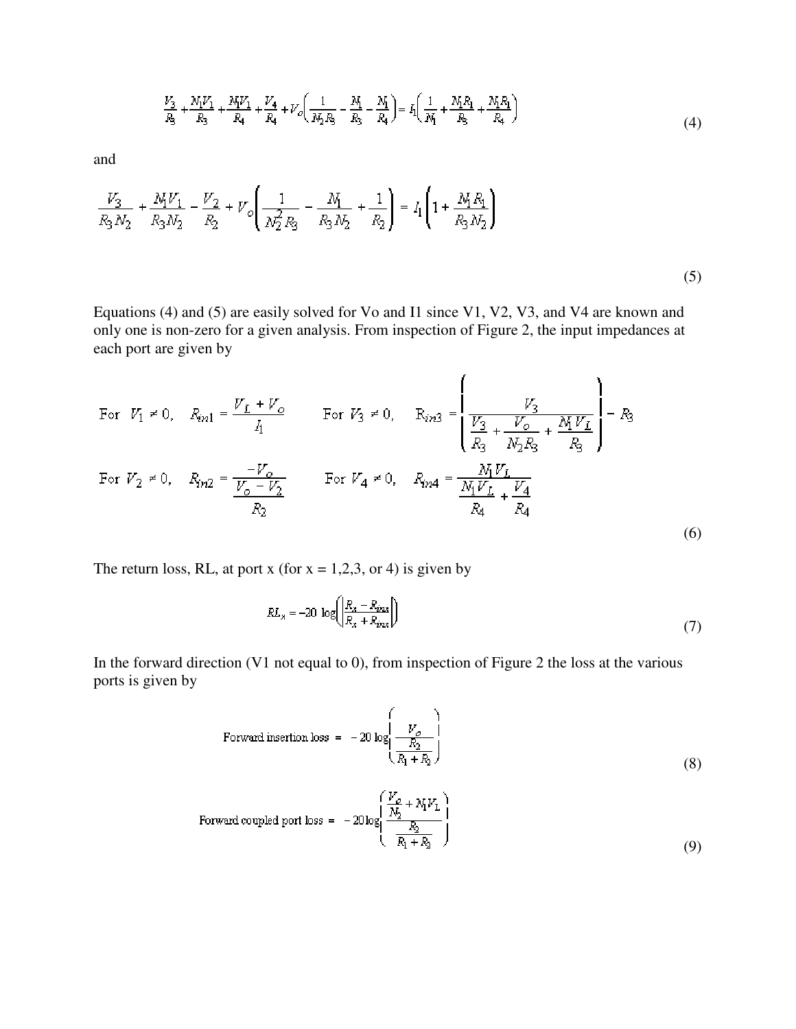$$\frac{V_3}{R_3} + \frac{N_1 V_1}{R_3} + \frac{N_1 V_1}{R_4} + \frac{V_4}{R_4} + V_o\left(\frac{1}{N_2 R_3} - \frac{N_1}{R_3} - \frac{N_1}{R_4}\right) = I_1\left(\frac{1}{N_1} + \frac{N_1 R_1}{R_3} + \frac{N_1 R_1}{R_4}\right) \tag{4}$$

and

$$\frac{V_3}{R_3 N_2} + \frac{N_1 V_1}{R_3 N_2} - \frac{V_2}{R_2} + V_o\left(\frac{1}{N_2^2 R_3} - \frac{N_1}{R_3 N_2} + \frac{1}{R_2}\right) = I_1\left(1 + \frac{N_1 R_1}{R_3 N_2}\right) \tag{5}$$

Equations (4) and (5) are easily solved for Vo and I1 since V1, V2, V3, and V4 are known and only one is non-zero for a given analysis. From inspection of Figure 2, the input impedances at each port are given by

$$\text{For } V_1 \neq 0, \quad R_{in1} = \frac{V_L + V_o}{I_1} \qquad \text{For } V_3 \neq 0, \quad R_{in3} = \left(\frac{V_3}{\frac{V_3}{R_3} + \frac{V_o}{N_2 R_3} + \frac{N_1 V_L}{R_3}}\right) - R_3$$

$$\text{For } V_2 \neq 0, \quad R_{in2} = \frac{-V_o}{\frac{V_o - V_2}{R_2}} \qquad \text{For } V_4 \neq 0, \quad R_{in4} = \frac{N_1 V_L}{\frac{N_1 V_L}{R_4} + \frac{V_4}{R_4}} \tag{6}$$

The return loss, RL, at port x (for x = 1,2,3, or 4) is given by

$$RL_x = -20 \log\left(\left|\frac{R_x - R_{inx}}{R_x + R_{inx}}\right|\right) \tag{7}$$

In the forward direction (V1 not equal to 0), from inspection of Figure 2 the loss at the various ports is given by

$$\text{Forward insertion loss} = -20 \log\left(\frac{V_o}{\frac{R_2}{R_1 + R_2}}\right) \tag{8}$$

$$\text{Forward coupled port loss} = -20 \log\left(\frac{\frac{V_o}{N_2} + N_1 V_L}{\frac{R_3}{R_1 + R_3}}\right) \tag{9}$$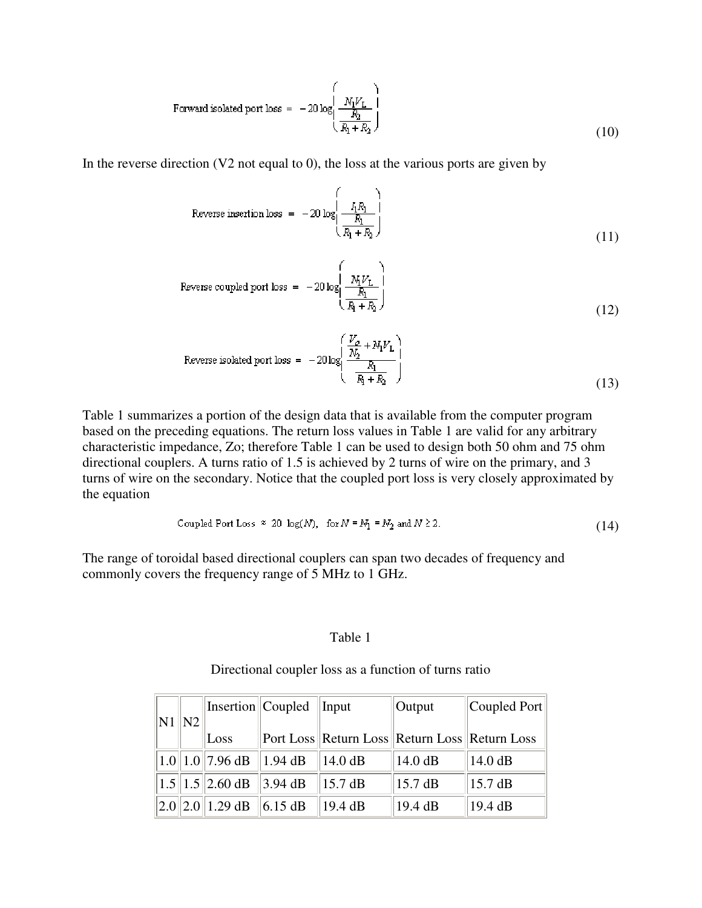$$\text{Forward isolated port loss} = -20\log\left(\frac{N_1 V_L}{\frac{R_2}{R_1 + R_2}}\right) \tag{10}$$

In the reverse direction (V2 not equal to 0), the loss at the various ports are given by

$$\text{Reverse insertion loss} = -20\log\left(\frac{I_1 R_1}{\frac{R_1}{R_1 + R_2}}\right) \tag{11}$$

$$\text{Reverse coupled port loss} = -20\log\left(\frac{N_1 V_L}{\frac{R_1}{R_1 + R_2}}\right) \tag{12}$$

$$\text{Reverse isolated port loss} = -20\log\left(\frac{\frac{V_2}{N_2} + N_1 V_L}{\frac{R_1}{R_1 + R_2}}\right) \tag{13}$$

Table 1 summarizes a portion of the design data that is available from the computer program based on the preceding equations. The return loss values in Table 1 are valid for any arbitrary characteristic impedance, Zo; therefore Table 1 can be used to design both 50 ohm and 75 ohm directional couplers. A turns ratio of 1.5 is achieved by 2 turns of wire on the primary, and 3 turns of wire on the secondary. Notice that the coupled port loss is very closely approximated by the equation

$$\text{Coupled Port Loss} \approx 20 \cdot \log(N), \quad \text{for } N = N_1 = N_2 \text{ and } N \geq 2. \tag{14}$$

The range of toroidal based directional couplers can span two decades of frequency and commonly covers the frequency range of 5 MHz to 1 GHz.

Table 1

Directional coupler loss as a function of turns ratio

| N1 | N2 | Insertion Loss | Coupled Port Loss | Input Return Loss | Output Return Loss | Coupled Port Return Loss |
|---|---|---|---|---|---|---|
| 1.0 | 1.0 | 7.96 dB | 1.94 dB | 14.0 dB | 14.0 dB | 14.0 dB |
| 1.5 | 1.5 | 2.60 dB | 3.94 dB | 15.7 dB | 15.7 dB | 15.7 dB |
| 2.0 | 2.0 | 1.29 dB | 6.15 dB | 19.4 dB | 19.4 dB | 19.4 dB |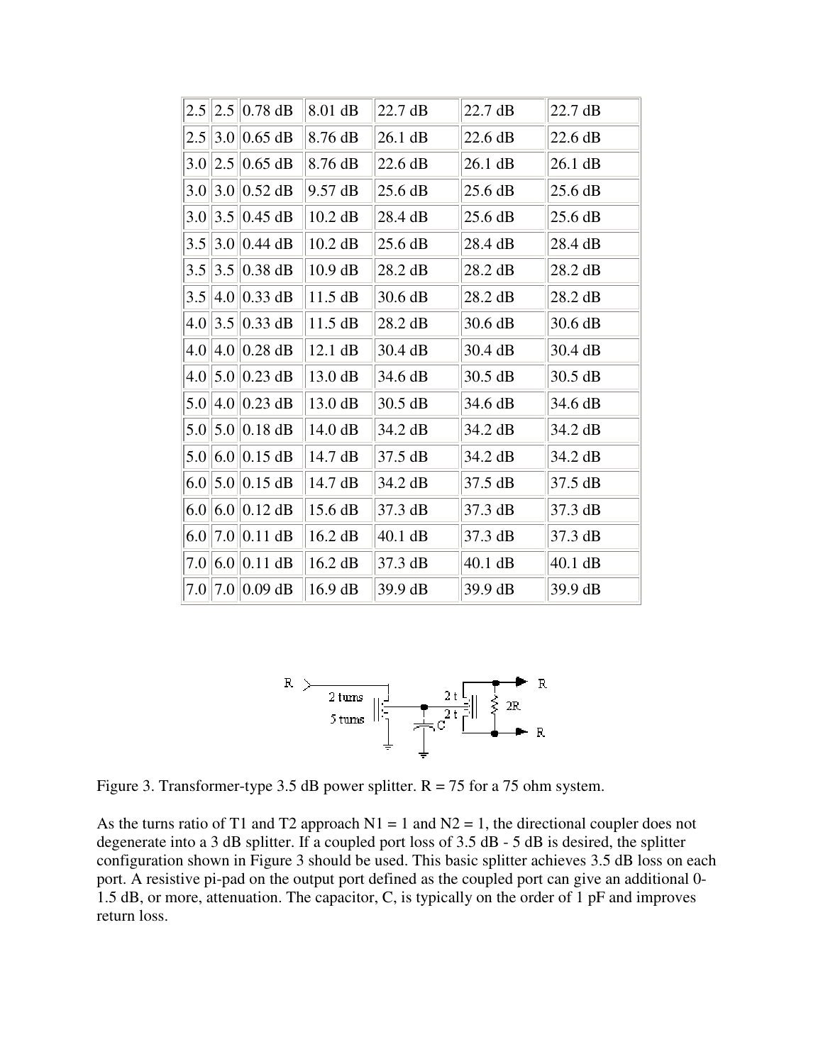| 2.5 | 2.5 | 0.78 dB | 8.01 dB | 22.7 dB | 22.7 dB | 22.7 dB |
|---|---|---|---|---|---|---|
| 2.5 | 3.0 | 0.65 dB | 8.76 dB | 26.1 dB | 22.6 dB | 22.6 dB |
| 3.0 | 2.5 | 0.65 dB | 8.76 dB | 22.6 dB | 26.1 dB | 26.1 dB |
| 3.0 | 3.0 | 0.52 dB | 9.57 dB | 25.6 dB | 25.6 dB | 25.6 dB |
| 3.0 | 3.5 | 0.45 dB | 10.2 dB | 28.4 dB | 25.6 dB | 25.6 dB |
| 3.5 | 3.0 | 0.44 dB | 10.2 dB | 25.6 dB | 28.4 dB | 28.4 dB |
| 3.5 | 3.5 | 0.38 dB | 10.9 dB | 28.2 dB | 28.2 dB | 28.2 dB |
| 3.5 | 4.0 | 0.33 dB | 11.5 dB | 30.6 dB | 28.2 dB | 28.2 dB |
| 4.0 | 3.5 | 0.33 dB | 11.5 dB | 28.2 dB | 30.6 dB | 30.6 dB |
| 4.0 | 4.0 | 0.28 dB | 12.1 dB | 30.4 dB | 30.4 dB | 30.4 dB |
| 4.0 | 5.0 | 0.23 dB | 13.0 dB | 34.6 dB | 30.5 dB | 30.5 dB |
| 5.0 | 4.0 | 0.23 dB | 13.0 dB | 30.5 dB | 34.6 dB | 34.6 dB |
| 5.0 | 5.0 | 0.18 dB | 14.0 dB | 34.2 dB | 34.2 dB | 34.2 dB |
| 5.0 | 6.0 | 0.15 dB | 14.7 dB | 37.5 dB | 34.2 dB | 34.2 dB |
| 6.0 | 5.0 | 0.15 dB | 14.7 dB | 34.2 dB | 37.5 dB | 37.5 dB |
| 6.0 | 6.0 | 0.12 dB | 15.6 dB | 37.3 dB | 37.3 dB | 37.3 dB |
| 6.0 | 7.0 | 0.11 dB | 16.2 dB | 40.1 dB | 37.3 dB | 37.3 dB |
| 7.0 | 6.0 | 0.11 dB | 16.2 dB | 37.3 dB | 40.1 dB | 40.1 dB |
| 7.0 | 7.0 | 0.09 dB | 16.9 dB | 39.9 dB | 39.9 dB | 39.9 dB |

Figure 3. Transformer-type 3.5 dB power splitter. R = 75 for a 75 ohm system.

As the turns ratio of T1 and T2 approach N1 = 1 and N2 = 1, the directional coupler does not degenerate into a 3 dB splitter. If a coupled port loss of 3.5 dB - 5 dB is desired, the splitter configuration shown in Figure 3 should be used. This basic splitter achieves 3.5 dB loss on each port. A resistive pi-pad on the output port defined as the coupled port can give an additional 0-1.5 dB, or more, attenuation. The capacitor, C, is typically on the order of 1 pF and improves return loss.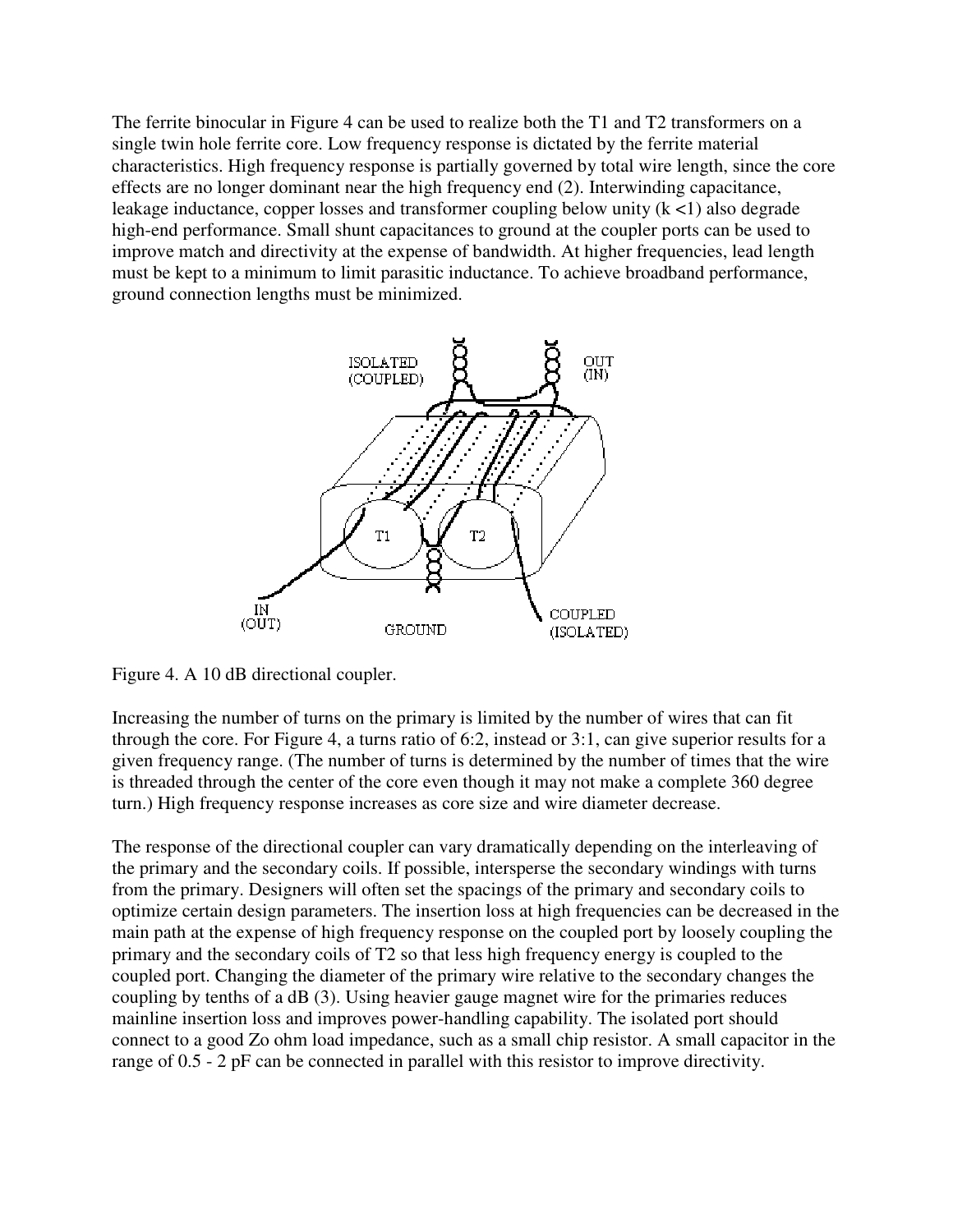The ferrite binocular in Figure 4 can be used to realize both the T1 and T2 transformers on a single twin hole ferrite core. Low frequency response is dictated by the ferrite material characteristics. High frequency response is partially governed by total wire length, since the core effects are no longer dominant near the high frequency end (2). Interwinding capacitance, leakage inductance, copper losses and transformer coupling below unity ($k < 1$) also degrade high-end performance. Small shunt capacitances to ground at the coupler ports can be used to improve match and directivity at the expense of bandwidth. At higher frequencies, lead length must be kept to a minimum to limit parasitic inductance. To achieve broadband performance, ground connection lengths must be minimized.

Figure 4. A 10 dB directional coupler.

Increasing the number of turns on the primary is limited by the number of wires that can fit through the core. For Figure 4, a turns ratio of 6:2, instead or 3:1, can give superior results for a given frequency range. (The number of turns is determined by the number of times that the wire is threaded through the center of the core even though it may not make a complete 360 degree turn.) High frequency response increases as core size and wire diameter decrease.

The response of the directional coupler can vary dramatically depending on the interleaving of the primary and the secondary coils. If possible, intersperse the secondary windings with turns from the primary. Designers will often set the spacings of the primary and secondary coils to optimize certain design parameters. The insertion loss at high frequencies can be decreased in the main path at the expense of high frequency response on the coupled port by loosely coupling the primary and the secondary coils of T2 so that less high frequency energy is coupled to the coupled port. Changing the diameter of the primary wire relative to the secondary changes the coupling by tenths of a dB (3). Using heavier gauge magnet wire for the primaries reduces mainline insertion loss and improves power-handling capability. The isolated port should connect to a good Zo ohm load impedance, such as a small chip resistor. A small capacitor in the range of 0.5 - 2 pF can be connected in parallel with this resistor to improve directivity.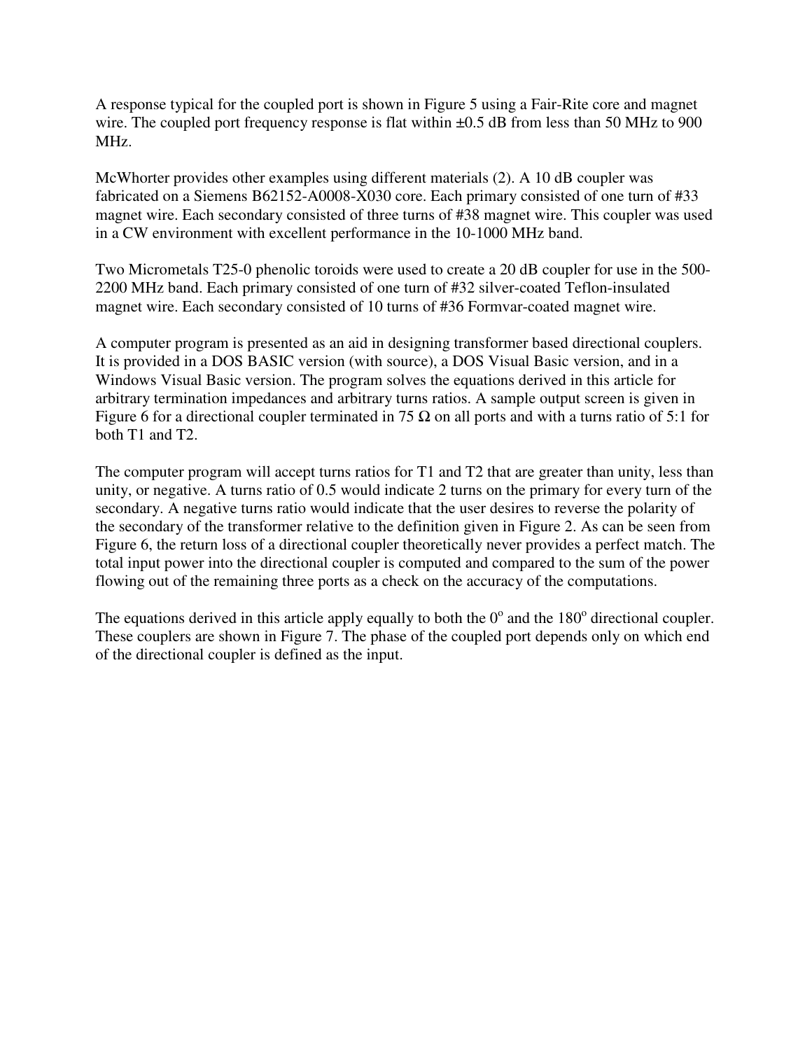A response typical for the coupled port is shown in Figure 5 using a Fair-Rite core and magnet wire. The coupled port frequency response is flat within ±0.5 dB from less than 50 MHz to 900 MHz.

McWhorter provides other examples using different materials (2). A 10 dB coupler was fabricated on a Siemens B62152-A0008-X030 core. Each primary consisted of one turn of #33 magnet wire. Each secondary consisted of three turns of #38 magnet wire. This coupler was used in a CW environment with excellent performance in the 10-1000 MHz band.

Two Micrometals T25-0 phenolic toroids were used to create a 20 dB coupler for use in the 500-2200 MHz band. Each primary consisted of one turn of #32 silver-coated Teflon-insulated magnet wire. Each secondary consisted of 10 turns of #36 Formvar-coated magnet wire.

A computer program is presented as an aid in designing transformer based directional couplers. It is provided in a DOS BASIC version (with source), a DOS Visual Basic version, and in a Windows Visual Basic version. The program solves the equations derived in this article for arbitrary termination impedances and arbitrary turns ratios. A sample output screen is given in Figure 6 for a directional coupler terminated in 75 Ω on all ports and with a turns ratio of 5:1 for both T1 and T2.

The computer program will accept turns ratios for T1 and T2 that are greater than unity, less than unity, or negative. A turns ratio of 0.5 would indicate 2 turns on the primary for every turn of the secondary. A negative turns ratio would indicate that the user desires to reverse the polarity of the secondary of the transformer relative to the definition given in Figure 2. As can be seen from Figure 6, the return loss of a directional coupler theoretically never provides a perfect match. The total input power into the directional coupler is computed and compared to the sum of the power flowing out of the remaining three ports as a check on the accuracy of the computations.

The equations derived in this article apply equally to both the $0^o$ and the $180^o$ directional coupler. These couplers are shown in Figure 7. The phase of the coupled port depends only on which end of the directional coupler is defined as the input.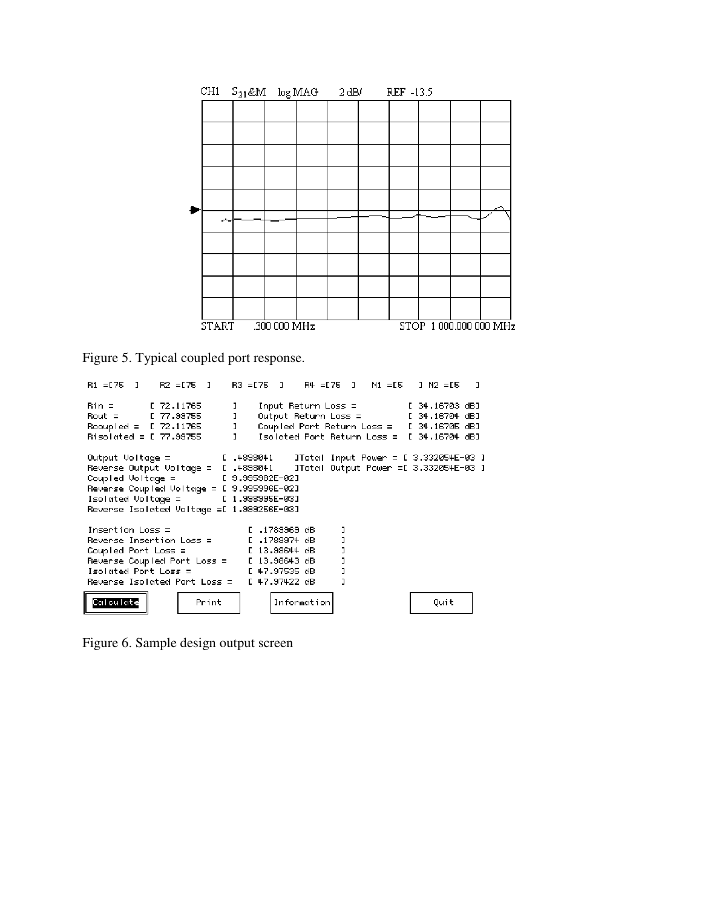CH1 $S_{21}$&M log MAG 2 dB/ REF -13.5

START .300 000 MHz STOP 1 000.000 000 MHz

Figure 5. Typical coupled port response.

```
R1 =[75  ]   R2 =[75  ]   R3 =[75  ]   R4 =[75  ]   N1 =[5   ] N2 =[5   ]

Rin =       [ 72.11765      ]   Input Return Loss =          [ 34.16703 dB]
Rout =      [ 77.99755      ]   Output Return Loss =         [ 34.16704 dB]
Rcoupled =  [ 72.11765      ]   Coupled Port Return Loss =   [ 34.16705 dB]
Risolated = [ 77.99755      ]   Isolated Port Return Loss =  [ 34.16704 dB]

Output Voltage =          [ .4898041    ]Total Input Power = [ 3.332054E-03 ]
Reverse Output Voltage =  [ .4898041    ]Total Output Power =[ 3.332054E-03 ]
Coupled Voltage =         [ 9.995982E-02]
Reverse Coupled Voltage = [ 9.995996E-02]
Isolated Voltage =        [ 1.998995E-03]
Reverse Isolated Voltage =[ 1.999256E-03]

Insertion Loss =               [ .1788968 dB     ]
Reverse Insertion Loss =       [ .1788974 dB     ]
Coupled Port Loss =            [ 13.98644 dB     ]
Reverse Coupled Port Loss =    [ 13.98643 dB     ]
Isolated Port Loss =           [ 47.97535 dB     ]
Reverse Isolated Port Loss =   [ 47.97422 dB     ]

Calculate        Print        Information        Quit
```

Figure 6. Sample design output screen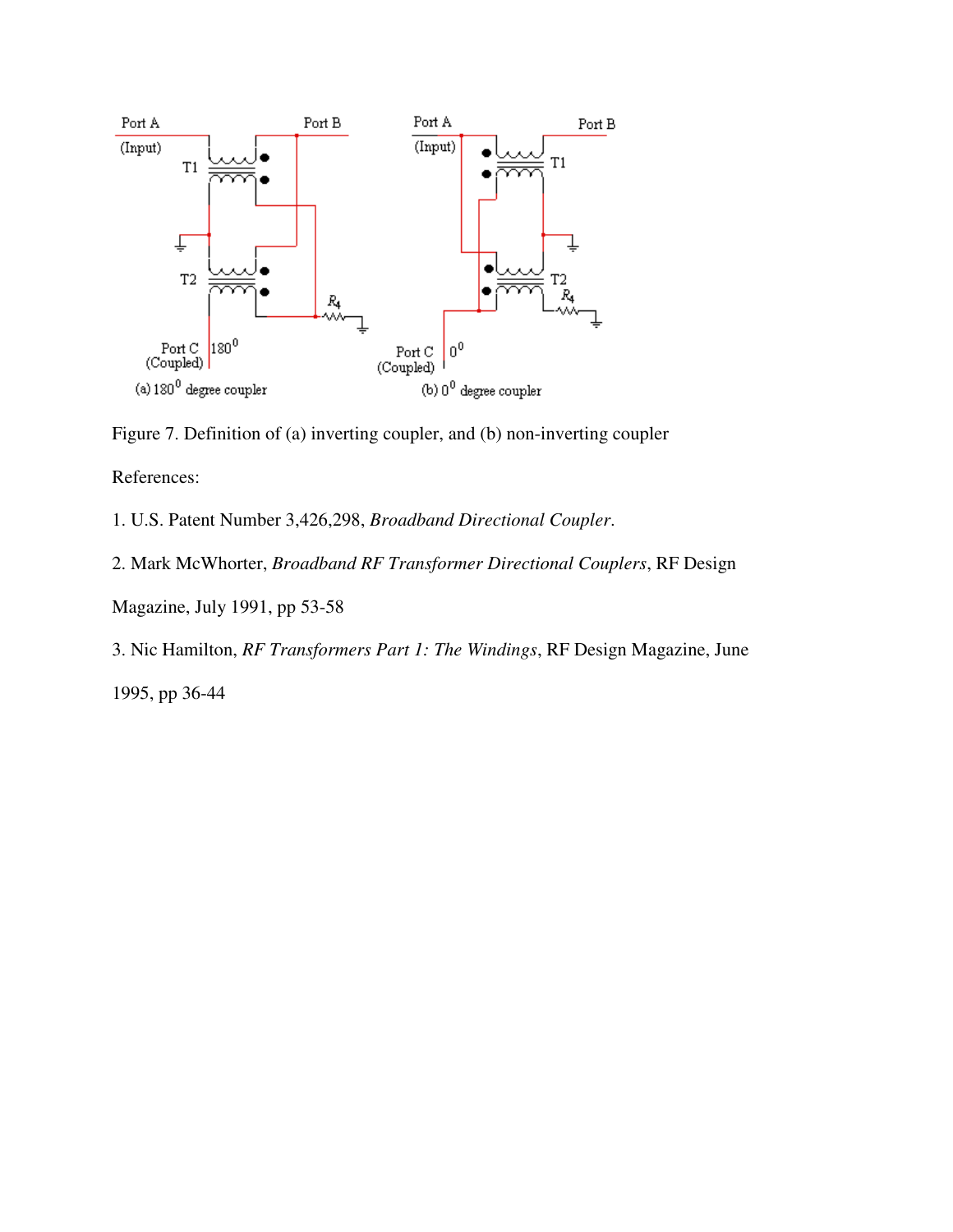Port A

(Input)

T1

Port B

T2

$R_4$

Port C $180^0$

(Coupled)

(a) $180^0$ degree coupler

Port A

(Input)

Port B

T1

T2

$R_4$

Port C $0^0$

(Coupled)

(b) $0^0$ degree coupler

Figure 7. Definition of (a) inverting coupler, and (b) non-inverting coupler

References:

1. U.S. Patent Number 3,426,298, *Broadband Directional Coupler*.
2. Mark McWhorter, *Broadband RF Transformer Directional Couplers*, RF Design Magazine, July 1991, pp 53-58
3. Nic Hamilton, *RF Transformers Part 1: The Windings*, RF Design Magazine, June 1995, pp 36-44